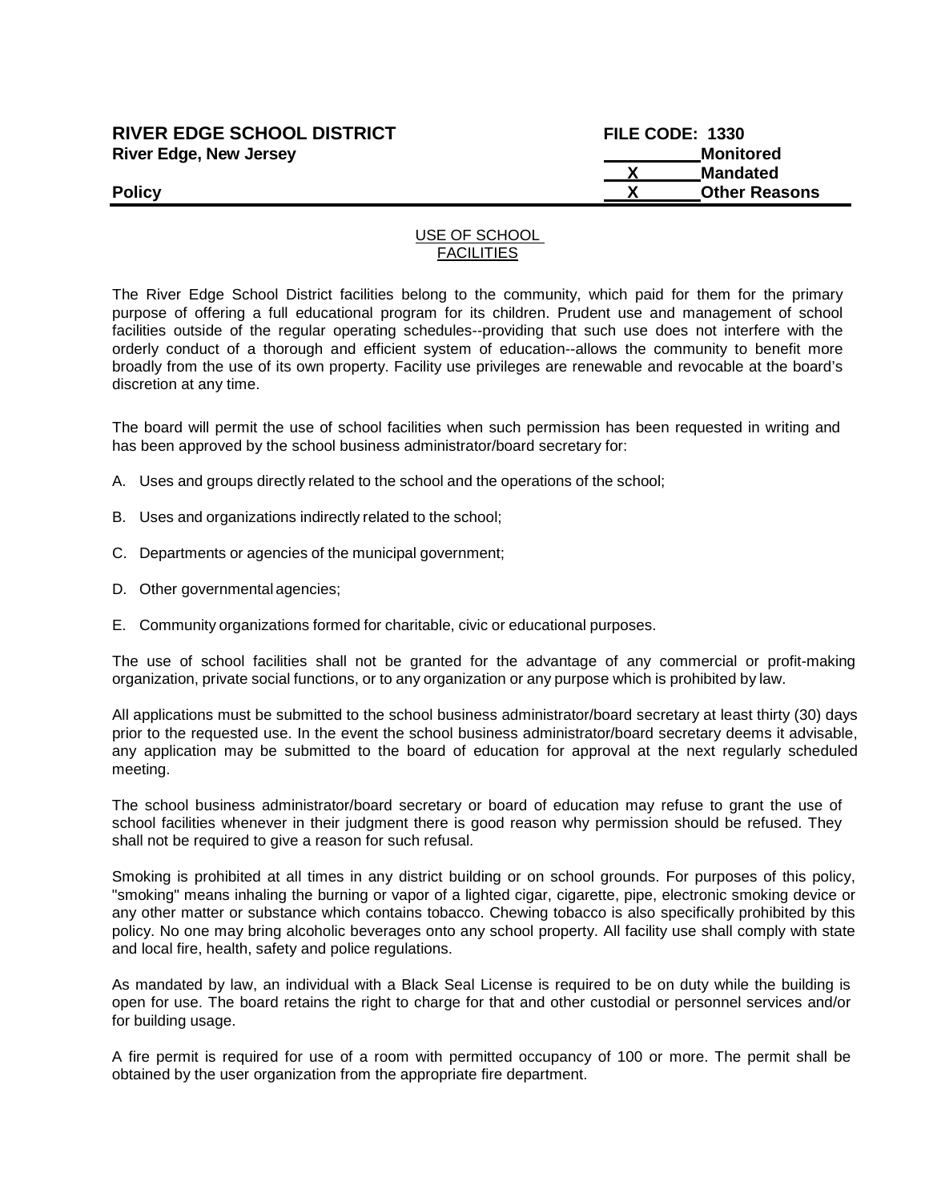**RIVER EDGE SCHOOL DISTRICT**
**River Edge, New Jersey**

**FILE CODE: 1330**

| | |
|---|---|
| ____ | **Monitored** |
| X | **Mandated** |
| X | **Other Reasons** |

**Policy**

## USE OF SCHOOL FACILITIES

The River Edge School District facilities belong to the community, which paid for them for the primary purpose of offering a full educational program for its children. Prudent use and management of school facilities outside of the regular operating schedules--providing that such use does not interfere with the orderly conduct of a thorough and efficient system of education--allows the community to benefit more broadly from the use of its own property. Facility use privileges are renewable and revocable at the board's discretion at any time.

The board will permit the use of school facilities when such permission has been requested in writing and has been approved by the school business administrator/board secretary for:

A. Uses and groups directly related to the school and the operations of the school;

B. Uses and organizations indirectly related to the school;

C. Departments or agencies of the municipal government;

D. Other governmental agencies;

E. Community organizations formed for charitable, civic or educational purposes.

The use of school facilities shall not be granted for the advantage of any commercial or profit-making organization, private social functions, or to any organization or any purpose which is prohibited by law.

All applications must be submitted to the school business administrator/board secretary at least thirty (30) days prior to the requested use. In the event the school business administrator/board secretary deems it advisable, any application may be submitted to the board of education for approval at the next regularly scheduled meeting.

The school business administrator/board secretary or board of education may refuse to grant the use of school facilities whenever in their judgment there is good reason why permission should be refused. They shall not be required to give a reason for such refusal.

Smoking is prohibited at all times in any district building or on school grounds. For purposes of this policy, "smoking" means inhaling the burning or vapor of a lighted cigar, cigarette, pipe, electronic smoking device or any other matter or substance which contains tobacco. Chewing tobacco is also specifically prohibited by this policy. No one may bring alcoholic beverages onto any school property. All facility use shall comply with state and local fire, health, safety and police regulations.

As mandated by law, an individual with a Black Seal License is required to be on duty while the building is open for use. The board retains the right to charge for that and other custodial or personnel services and/or for building usage.

A fire permit is required for use of a room with permitted occupancy of 100 or more. The permit shall be obtained by the user organization from the appropriate fire department.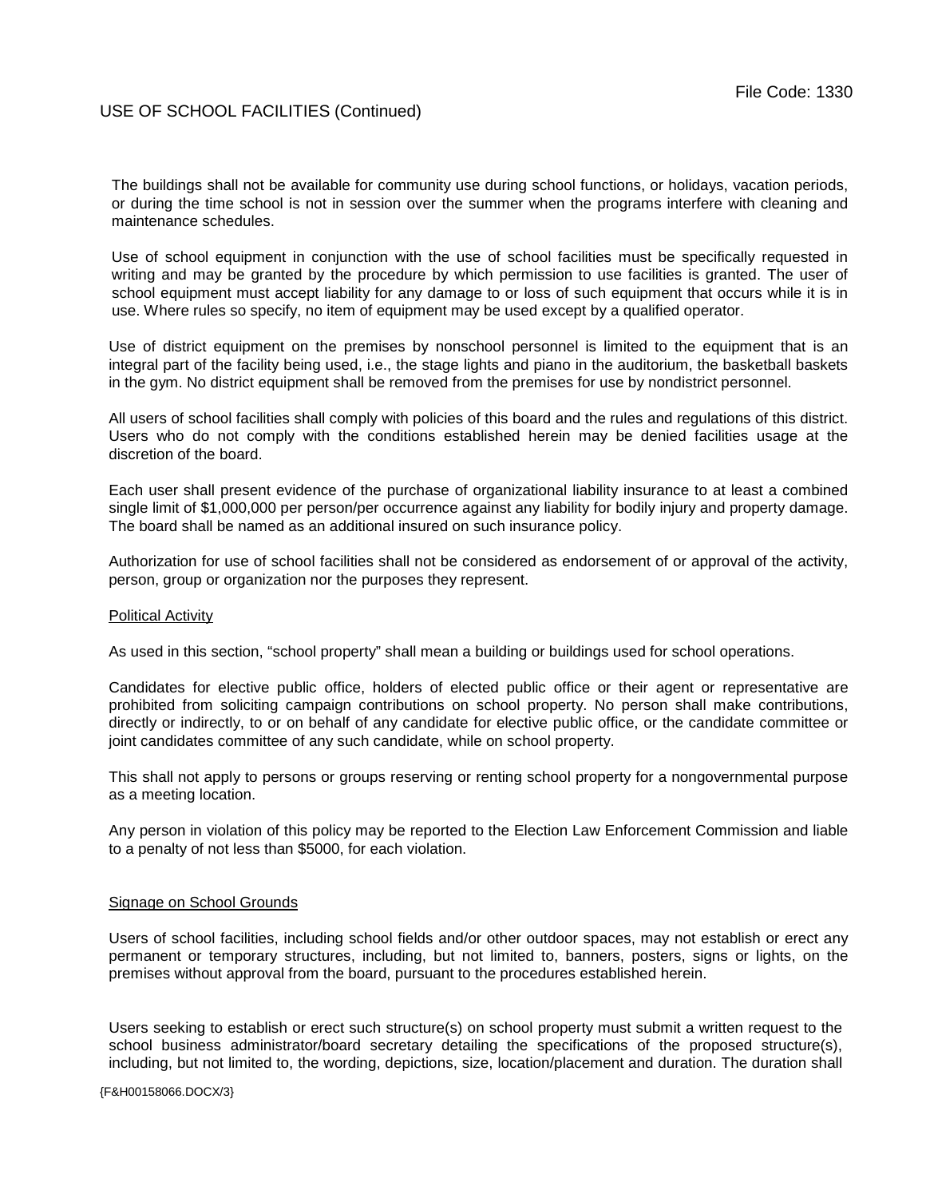The buildings shall not be available for community use during school functions, or holidays, vacation periods, or during the time school is not in session over the summer when the programs interfere with cleaning and maintenance schedules.

Use of school equipment in conjunction with the use of school facilities must be specifically requested in writing and may be granted by the procedure by which permission to use facilities is granted. The user of school equipment must accept liability for any damage to or loss of such equipment that occurs while it is in use. Where rules so specify, no item of equipment may be used except by a qualified operator.

Use of district equipment on the premises by nonschool personnel is limited to the equipment that is an integral part of the facility being used, i.e., the stage lights and piano in the auditorium, the basketball baskets in the gym. No district equipment shall be removed from the premises for use by nondistrict personnel.

All users of school facilities shall comply with policies of this board and the rules and regulations of this district. Users who do not comply with the conditions established herein may be denied facilities usage at the discretion of the board.

Each user shall present evidence of the purchase of organizational liability insurance to at least a combined single limit of $1,000,000 per person/per occurrence against any liability for bodily injury and property damage. The board shall be named as an additional insured on such insurance policy.

Authorization for use of school facilities shall not be considered as endorsement of or approval of the activity, person, group or organization nor the purposes they represent.

Political Activity

As used in this section, "school property" shall mean a building or buildings used for school operations.

Candidates for elective public office, holders of elected public office or their agent or representative are prohibited from soliciting campaign contributions on school property. No person shall make contributions, directly or indirectly, to or on behalf of any candidate for elective public office, or the candidate committee or joint candidates committee of any such candidate, while on school property.

This shall not apply to persons or groups reserving or renting school property for a nongovernmental purpose as a meeting location.

Any person in violation of this policy may be reported to the Election Law Enforcement Commission and liable to a penalty of not less than $5000, for each violation.

Signage on School Grounds

Users of school facilities, including school fields and/or other outdoor spaces, may not establish or erect any permanent or temporary structures, including, but not limited to, banners, posters, signs or lights, on the premises without approval from the board, pursuant to the procedures established herein.

Users seeking to establish or erect such structure(s) on school property must submit a written request to the school business administrator/board secretary detailing the specifications of the proposed structure(s), including, but not limited to, the wording, depictions, size, location/placement and duration. The duration shall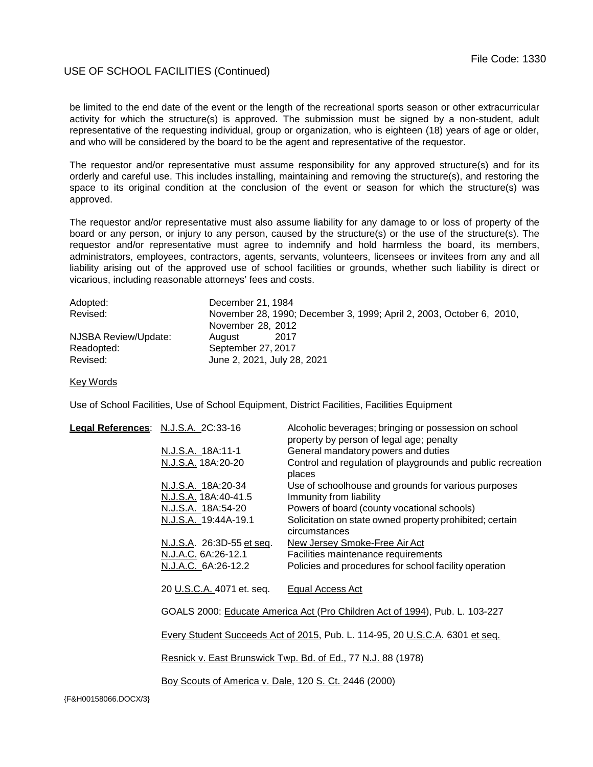be limited to the end date of the event or the length of the recreational sports season or other extracurricular activity for which the structure(s) is approved. The submission must be signed by a non-student, adult representative of the requesting individual, group or organization, who is eighteen (18) years of age or older, and who will be considered by the board to be the agent and representative of the requestor.

The requestor and/or representative must assume responsibility for any approved structure(s) and for its orderly and careful use. This includes installing, maintaining and removing the structure(s), and restoring the space to its original condition at the conclusion of the event or season for which the structure(s) was approved.

The requestor and/or representative must also assume liability for any damage to or loss of property of the board or any person, or injury to any person, caused by the structure(s) or the use of the structure(s). The requestor and/or representative must agree to indemnify and hold harmless the board, its members, administrators, employees, contractors, agents, servants, volunteers, licensees or invitees from any and all liability arising out of the approved use of school facilities or grounds, whether such liability is direct or vicarious, including reasonable attorneys' fees and costs.

| | |
|---|---|
| Adopted: | December 21, 1984 |
| Revised: | November 28, 1990; December 3, 1999; April 2, 2003, October 6, 2010, November 28, 2012 |
| NJSBA Review/Update: | August 2017 |
| Readopted: | September 27, 2017 |
| Revised: | June 2, 2021, July 28, 2021 |

Key Words

Use of School Facilities, Use of School Equipment, District Facilities, Facilities Equipment

**Legal References**:

| | |
|---|---|
| N.J.S.A. 2C:33-16 | Alcoholic beverages; bringing or possession on school property by person of legal age; penalty |
| N.J.S.A. 18A:11-1 | General mandatory powers and duties |
| N.J.S.A. 18A:20-20 | Control and regulation of playgrounds and public recreation places |
| N.J.S.A. 18A:20-34 | Use of schoolhouse and grounds for various purposes |
| N.J.S.A. 18A:40-41.5 | Immunity from liability |
| N.J.S.A. 18A:54-20 | Powers of board (county vocational schools) |
| N.J.S.A. 19:44A-19.1 | Solicitation on state owned property prohibited; certain circumstances |
| N.J.S.A. 26:3D-55 et seq. | New Jersey Smoke-Free Air Act |
| N.J.A.C. 6A:26-12.1 | Facilities maintenance requirements |
| N.J.A.C. 6A:26-12.2 | Policies and procedures for school facility operation |
| 20 U.S.C.A. 4071 et. seq. | Equal Access Act |

GOALS 2000: Educate America Act (Pro Children Act of 1994), Pub. L. 103-227

Every Student Succeeds Act of 2015, Pub. L. 114-95, 20 U.S.C.A. 6301 et seq.

Resnick v. East Brunswick Twp. Bd. of Ed., 77 N.J. 88 (1978)

Boy Scouts of America v. Dale, 120 S. Ct. 2446 (2000)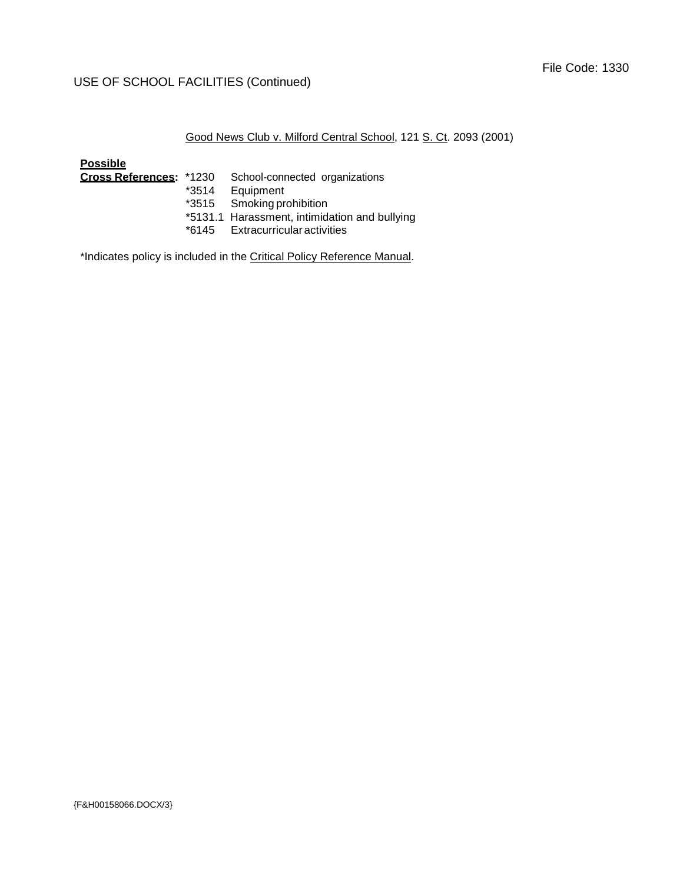Good News Club v. Milford Central School, 121 S. Ct. 2093 (2001)

**Possible Cross References:**

| | |
|---|---|
| *1230 | School-connected organizations |
| *3514 | Equipment |
| *3515 | Smoking prohibition |
| *5131.1 | Harassment, intimidation and bullying |
| *6145 | Extracurricular activities |

*Indicates policy is included in the Critical Policy Reference Manual.

{F&H00158066.DOCX/3}